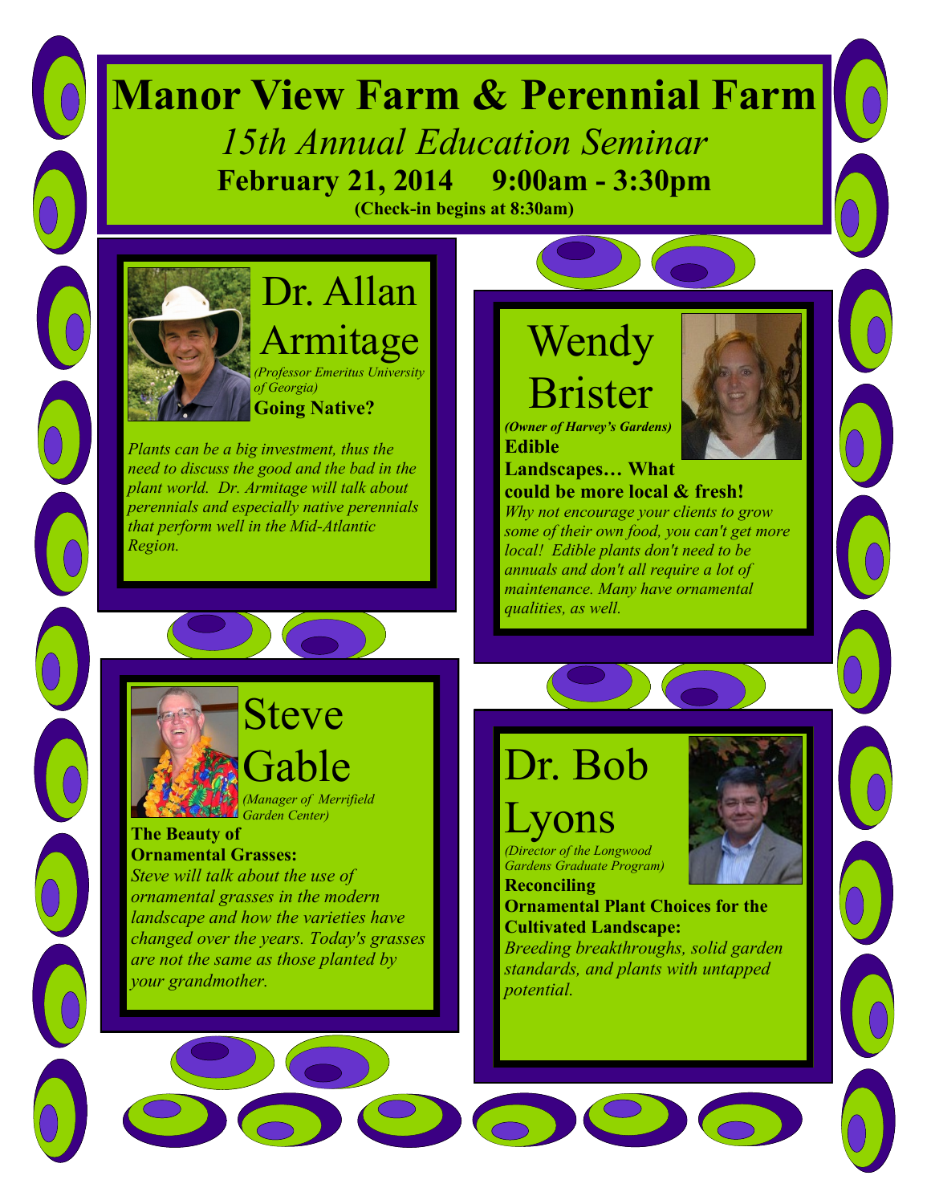# Manor View Farm & Perennial Farm

*15th Annual Education Seminar*

**February 21, 2014 9:00am - 3:30pm**

**(Check-in begins at 8:30am)**

## Dr. Allan Armitage

*(Professor Emeritus University of Georgia)*

**Going Native?**

*Plants can be a big investment, thus the need to discuss the good and the bad in the plant world. Dr. Armitage will talk about perennials and especially native perennials that perform well in the Mid-Atlantic Region.*

## Wendy Brister

***(Owner of Harvey's Gardens)***

**Edible Landscapes… What could be more local & fresh!**

*Why not encourage your clients to grow some of their own food, you can't get more local! Edible plants don't need to be annuals and don't all require a lot of maintenance. Many have ornamental qualities, as well.*

## Steve Gable

*(Manager of Merrifield Garden Center)*

**The Beauty of Ornamental Grasses:**

*Steve will talk about the use of ornamental grasses in the modern landscape and how the varieties have changed over the years. Today's grasses are not the same as those planted by your grandmother.*

## Dr. Bob Lyons

*(Director of the Longwood Gardens Graduate Program)*

**Reconciling Ornamental Plant Choices for the Cultivated Landscape:**

*Breeding breakthroughs, solid garden standards, and plants with untapped potential.*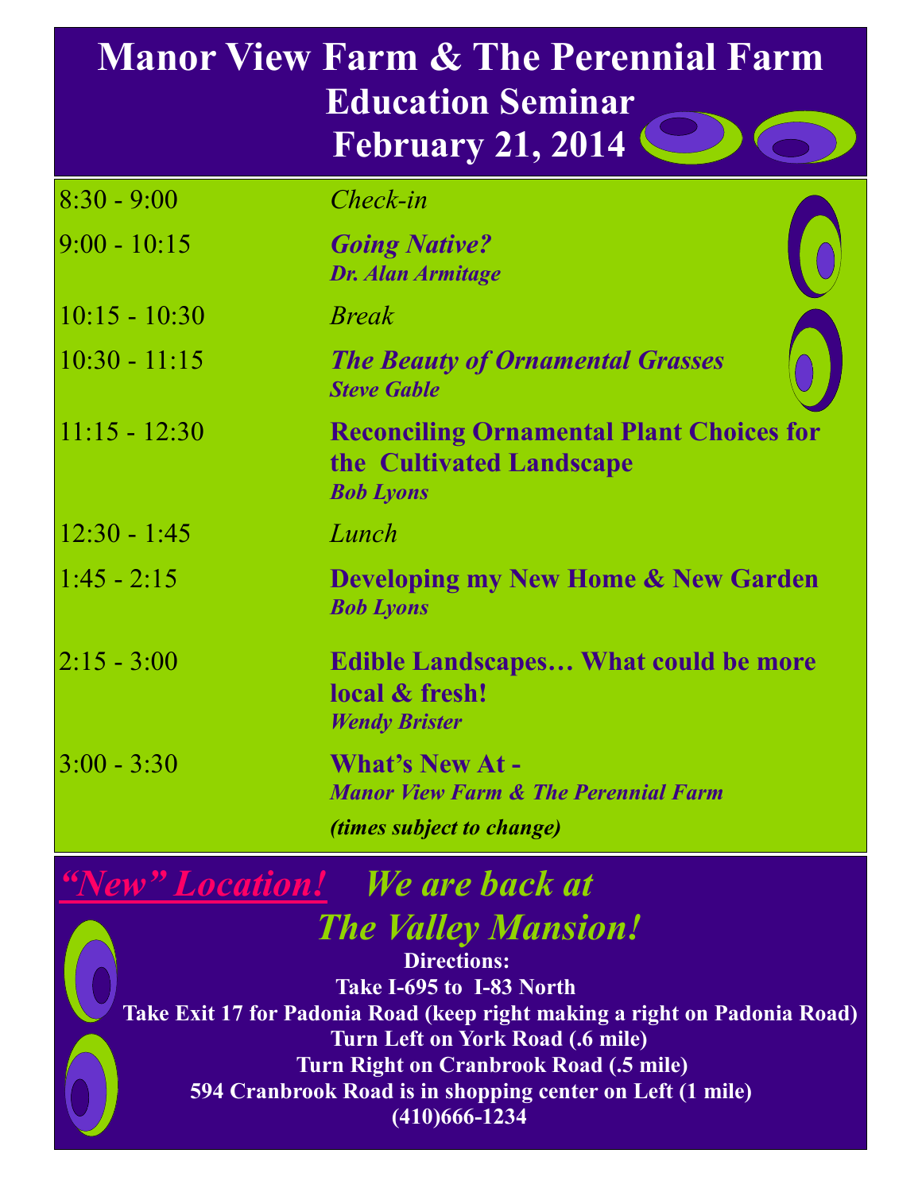# Manor View Farm & The Perennial Farm
## Education Seminar
## February 21, 2014

| | |
|---|---|
| 8:30 - 9:00 | *Check-in* |
| 9:00 - 10:15 | ***Going Native?***<br>***Dr. Alan Armitage*** |
| 10:15 - 10:30 | *Break* |
| 10:30 - 11:15 | ***The Beauty of Ornamental Grasses***<br>***Steve Gable*** |
| 11:15 - 12:30 | **Reconciling Ornamental Plant Choices for the Cultivated Landscape**<br>***Bob Lyons*** |
| 12:30 - 1:45 | *Lunch* |
| 1:45 - 2:15 | **Developing my New Home & New Garden**<br>***Bob Lyons*** |
| 2:15 - 3:00 | **Edible Landscapes… What could be more local & fresh!**<br>***Wendy Brister*** |
| 3:00 - 3:30 | **What's New At -**<br>***Manor View Farm & The Perennial Farm***<br>***(times subject to change)*** |

***"New" Location!*** *We are back at The Valley Mansion!*

**Directions:**

**Take I-695 to I-83 North**

**Take Exit 17 for Padonia Road (keep right making a right on Padonia Road)**

**Turn Left on York Road (.6 mile)**

**Turn Right on Cranbrook Road (.5 mile)**

**594 Cranbrook Road is in shopping center on Left (1 mile)**

**(410)666-1234**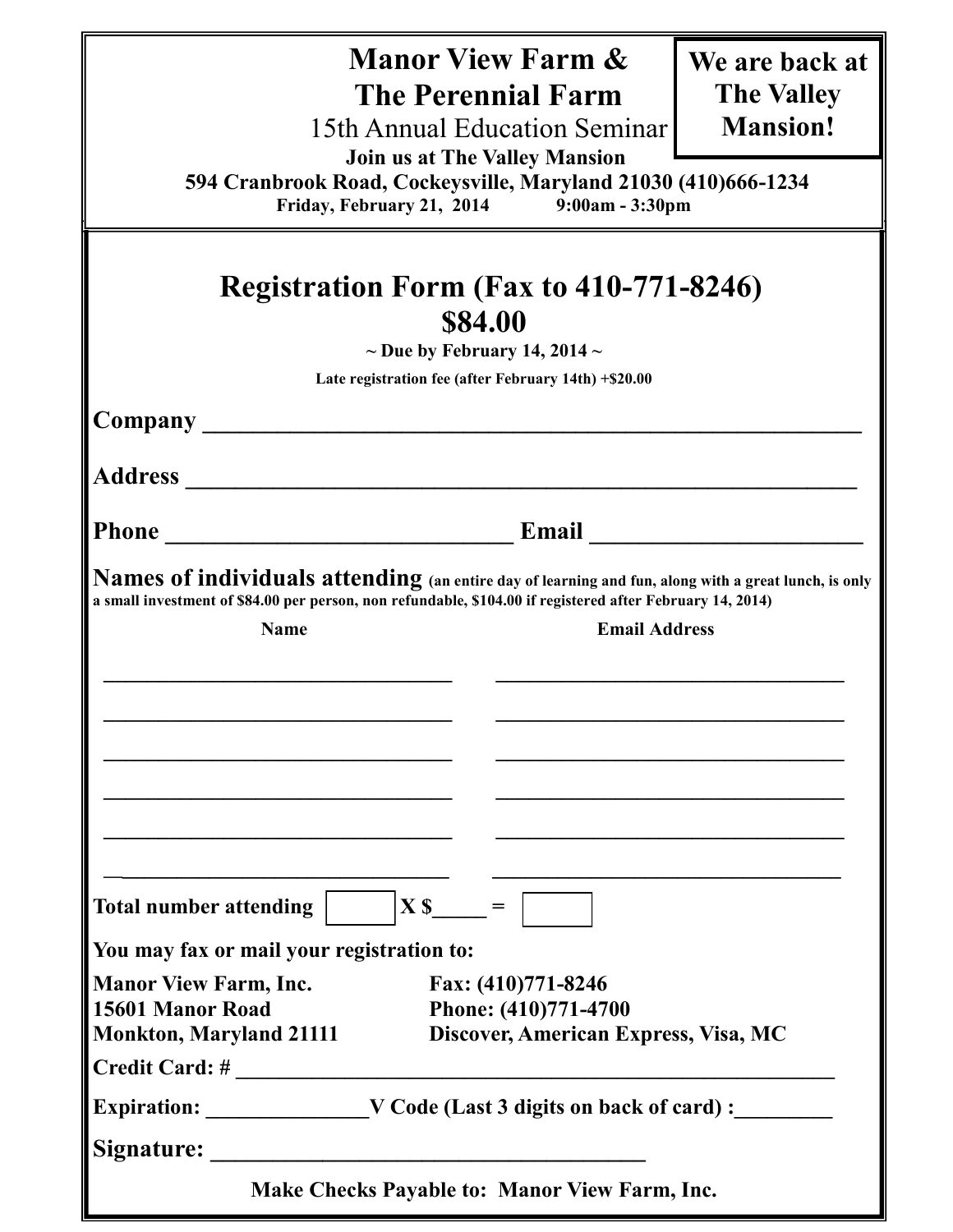# Manor View Farm & The Perennial Farm

15th Annual Education Seminar

**Join us at The Valley Mansion**

**594 Cranbrook Road, Cockeysville, Maryland 21030 (410)666-1234**

**Friday, February 21, 2014 9:00am - 3:30pm**

**We are back at The Valley Mansion!**

## Registration Form (Fax to 410-771-8246)

## $84.00

**~ Due by February 14, 2014 ~**

**Late registration fee (after February 14th) +$20.00**

**Company** _______________________________________________

**Address** _______________________________________________

**Phone** ___________________________ **Email** _____________________

**Names of individuals attending** **(an entire day of learning and fun, along with a great lunch, is only a small investment of $84.00 per person, non refundable, $104.00 if registered after February 14, 2014)**

| Name | Email Address |
| --- | --- |
| ______________________________ | ______________________________ |
| ______________________________ | ______________________________ |
| ______________________________ | ______________________________ |
| ______________________________ | ______________________________ |
| ______________________________ | ______________________________ |
| ______________________________ | ______________________________ |

**Total number attending** [ ] **X $_____ =** [ ]

**You may fax or mail your registration to:**

**Manor View Farm, Inc.**
**15601 Manor Road**
**Monkton, Maryland 21111**

**Fax: (410)771-8246**
**Phone: (410)771-4700**
**Discover, American Express, Visa, MC**

**Credit Card: #** _______________________________________________

**Expiration:** ______________**V Code (Last 3 digits on back of card) :**________

**Signature:** ___________________________________

**Make Checks Payable to: Manor View Farm, Inc.**